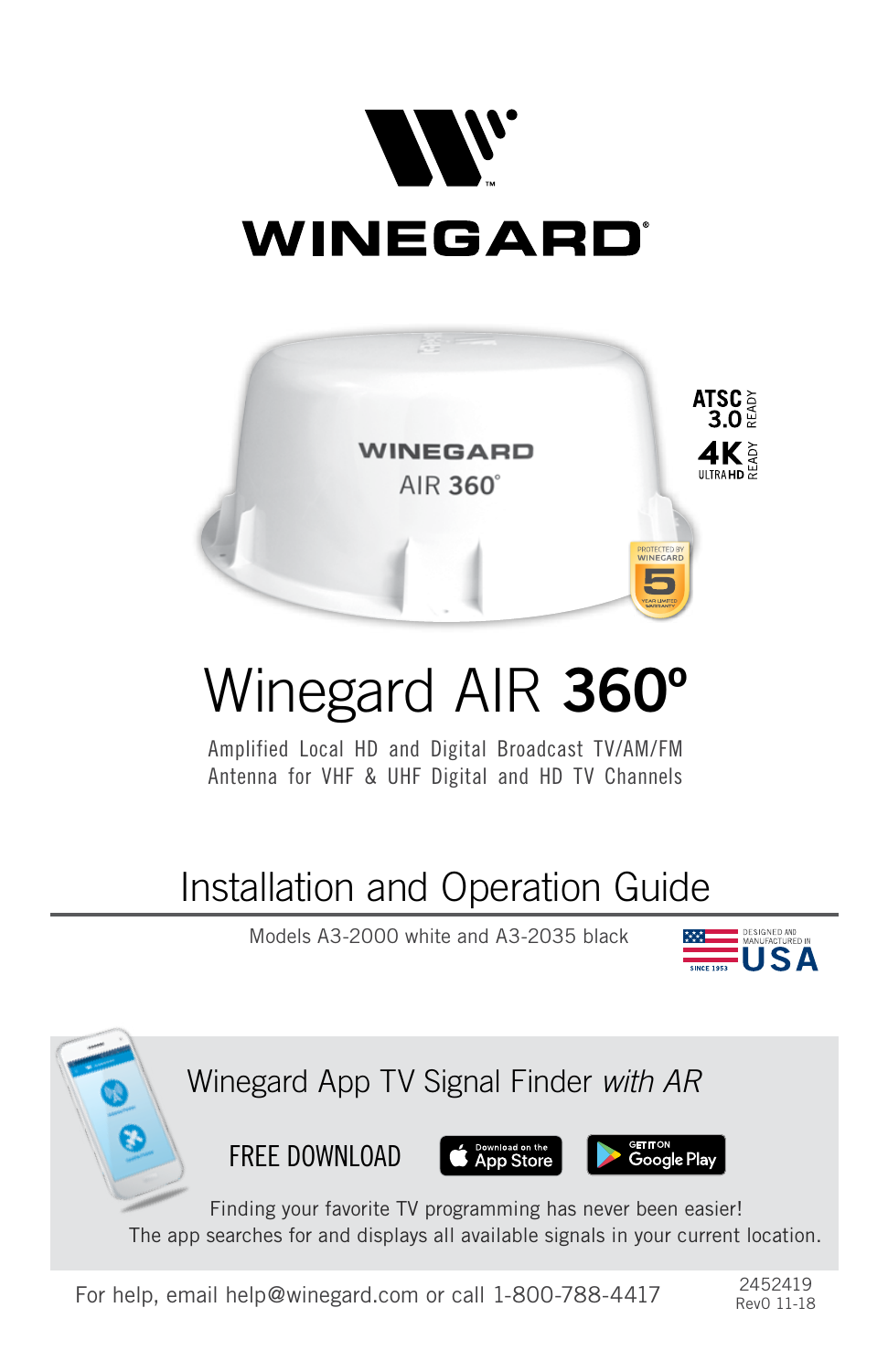# WINEGARD

ATSC 3.0 READY

4K ULTRA HD READY

PROTECTED BY WINEGARD 5 YEAR LIMITED WARRANTY

# Winegard AIR **360º**

Amplified Local HD and Digital Broadcast TV/AM/FM Antenna for VHF & UHF Digital and HD TV Channels

## Installation and Operation Guide

Models A3-2000 white and A3-2035 black

DESIGNED AND MANUFACTURED IN USA — SINCE 1953

### Winegard App TV Signal Finder *with AR*

FREE DOWNLOAD — Download on the App Store — GET IT ON Google Play

Finding your favorite TV programming has never been easier!
The app searches for and displays all available signals in your current location.

For help, email help@winegard.com or call 1-800-788-4417

2452419
Rev0 11-18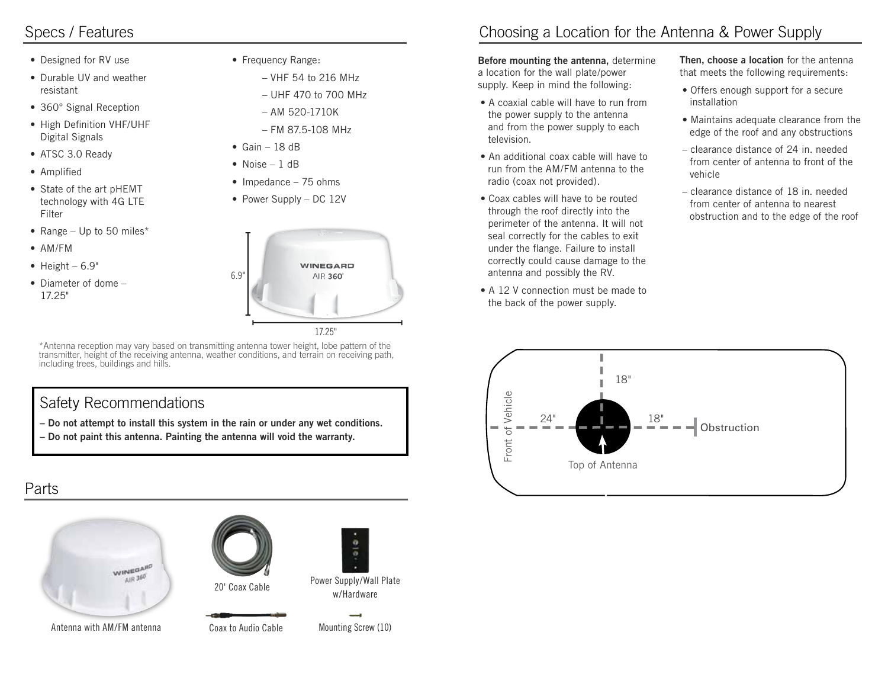## Specs / Features

- Designed for RV use
- Durable UV and weather resistant
- 360° Signal Reception
- High Definition VHF/UHF Digital Signals
- ATSC 3.0 Ready
- Amplified
- State of the art pHEMT technology with 4G LTE Filter
- Range – Up to 50 miles*
- AM/FM
- Height – 6.9"
- Diameter of dome – 17.25"
- Frequency Range:
  - – VHF 54 to 216 MHz
  - – UHF 470 to 700 MHz
  - – AM 520-1710K
  - – FM 87.5-108 MHz
- Gain – 18 dB
- Noise – 1 dB
- Impedance – 75 ohms
- Power Supply – DC 12V

6.9"

17.25"

*Antenna reception may vary based on transmitting antenna tower height, lobe pattern of the transmitter, height of the receiving antenna, weather conditions, and terrain on receiving path, including trees, buildings and hills.

## Safety Recommendations

**– Do not attempt to install this system in the rain or under any wet conditions.**

**– Do not paint this antenna. Painting the antenna will void the warranty.**

## Parts

Antenna with AM/FM antenna

20' Coax Cable

Power Supply/Wall Plate w/Hardware

Coax to Audio Cable

Mounting Screw (10)

## Choosing a Location for the Antenna & Power Supply

**Before mounting the antenna,** determine a location for the wall plate/power supply. Keep in mind the following:

- A coaxial cable will have to run from the power supply to the antenna and from the power supply to each television.
- An additional coax cable will have to run from the AM/FM antenna to the radio (coax not provided).
- Coax cables will have to be routed through the roof directly into the perimeter of the antenna. It will not seal correctly for the cables to exit under the flange. Failure to install correctly could cause damage to the antenna and possibly the RV.
- A 12 V connection must be made to the back of the power supply.

**Then, choose a location** for the antenna that meets the following requirements:

- Offers enough support for a secure installation
- Maintains adequate clearance from the edge of the roof and any obstructions
  - – clearance distance of 24 in. needed from center of antenna to front of the vehicle
  - – clearance distance of 18 in. needed from center of antenna to nearest obstruction and to the edge of the roof

18"

Front of Vehicle

24"

18"

Obstruction

Top of Antenna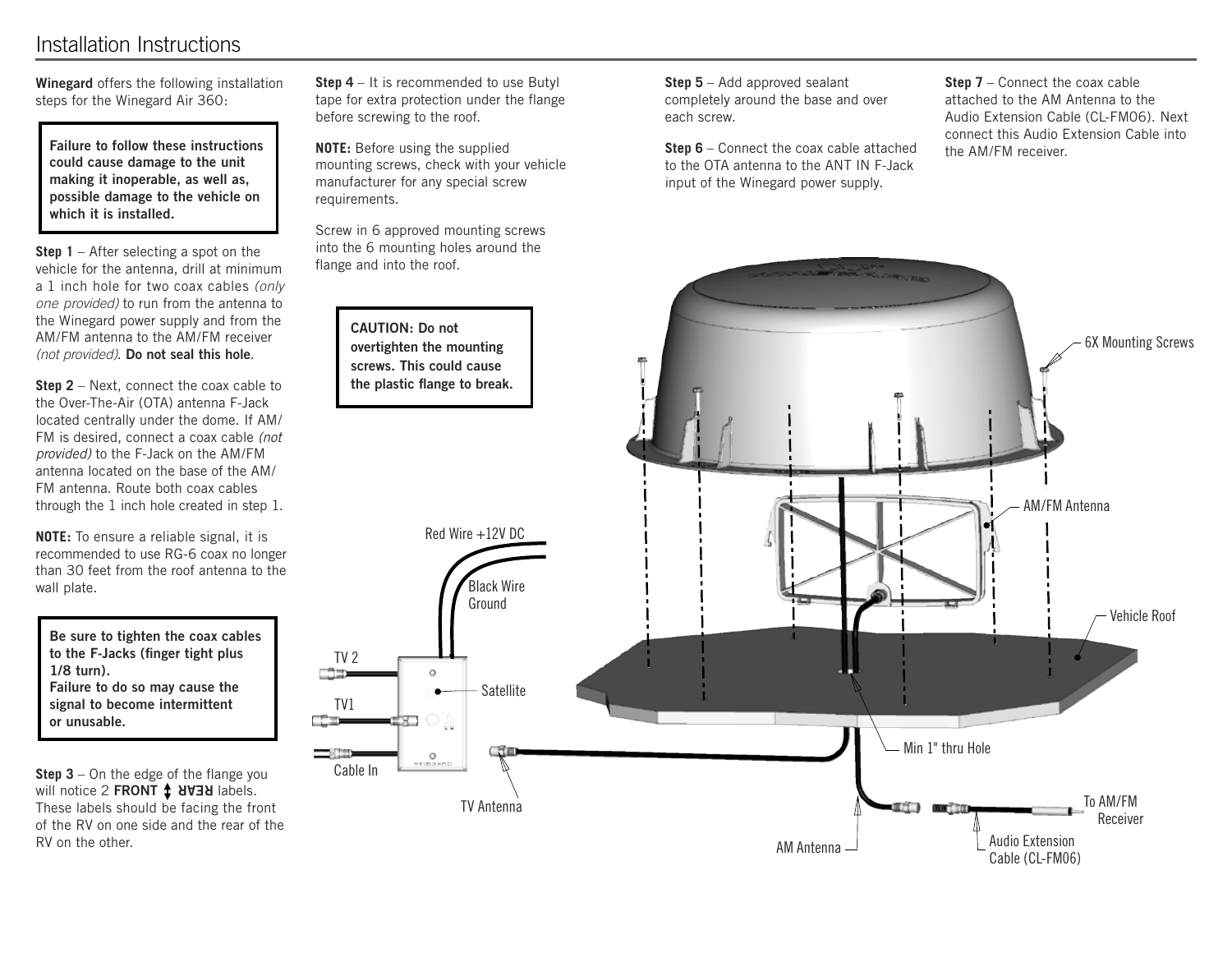# Installation Instructions

**Winegard** offers the following installation steps for the Winegard Air 360:

> **Failure to follow these instructions could cause damage to the unit making it inoperable, as well as, possible damage to the vehicle on which it is installed.**

**Step 1** – After selecting a spot on the vehicle for the antenna, drill at minimum a 1 inch hole for two coax cables *(only one provided)* to run from the antenna to the Winegard power supply and from the AM/FM antenna to the AM/FM receiver *(not provided)*. **Do not seal this hole**.

**Step 2** – Next, connect the coax cable to the Over-The-Air (OTA) antenna F-Jack located centrally under the dome. If AM/FM is desired, connect a coax cable *(not provided)* to the F-Jack on the AM/FM antenna located on the base of the AM/FM antenna. Route both coax cables through the 1 inch hole created in step 1.

**NOTE:** To ensure a reliable signal, it is recommended to use RG-6 coax no longer than 30 feet from the roof antenna to the wall plate.

> **Be sure to tighten the coax cables to the F-Jacks (finger tight plus 1/8 turn).**
> **Failure to do so may cause the signal to become intermittent or unusable.**

**Step 3** – On the edge of the flange you will notice 2 **FRONT ↕ REAR** labels. These labels should be facing the front of the RV on one side and the rear of the RV on the other.

**Step 4** – It is recommended to use Butyl tape for extra protection under the flange before screwing to the roof.

**NOTE:** Before using the supplied mounting screws, check with your vehicle manufacturer for any special screw requirements.

Screw in 6 approved mounting screws into the 6 mounting holes around the flange and into the roof.

> **CAUTION: Do not overtighten the mounting screws. This could cause the plastic flange to break.**

**Step 5** – Add approved sealant completely around the base and over each screw.

**Step 6** – Connect the coax cable attached to the OTA antenna to the ANT IN F-Jack input of the Winegard power supply.

**Step 7** – Connect the coax cable attached to the AM Antenna to the Audio Extension Cable (CL-FM06). Next connect this Audio Extension Cable into the AM/FM receiver.

6X Mounting Screws

AM/FM Antenna

Vehicle Roof

Red Wire +12V DC

Black Wire Ground

TV 2

TV1

Satellite

Cable In

TV Antenna

Min 1" thru Hole

AM Antenna

Audio Extension Cable (CL-FM06)

To AM/FM Receiver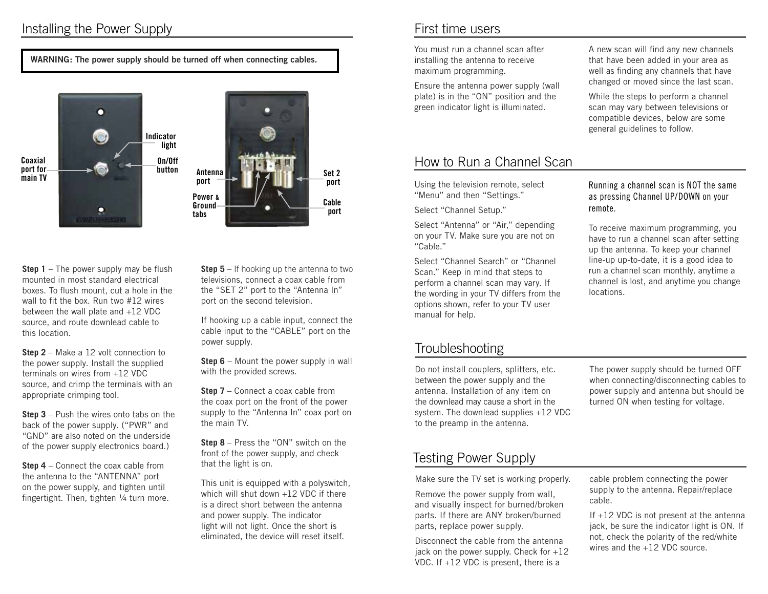## Installing the Power Supply

**WARNING: The power supply should be turned off when connecting cables.**

Coaxial port for main TV

Indicator light

On/Off button

Antenna port

Power & Ground tabs

Set 2 port

Cable port

**Step 1** – The power supply may be flush mounted in most standard electrical boxes. To flush mount, cut a hole in the wall to fit the box. Run two #12 wires between the wall plate and +12 VDC source, and route downlead cable to this location.

**Step 2** – Make a 12 volt connection to the power supply. Install the supplied terminals on wires from +12 VDC source, and crimp the terminals with an appropriate crimping tool.

**Step 3** – Push the wires onto tabs on the back of the power supply. ("PWR" and "GND" are also noted on the underside of the power supply electronics board.)

**Step 4** – Connect the coax cable from the antenna to the "ANTENNA" port on the power supply, and tighten until fingertight. Then, tighten ¼ turn more.

**Step 5** – If hooking up the antenna to two televisions, connect a coax cable from the "SET 2" port to the "Antenna In" port on the second television.

If hooking up a cable input, connect the cable input to the "CABLE" port on the power supply.

**Step 6** – Mount the power supply in wall with the provided screws.

**Step 7** – Connect a coax cable from the coax port on the front of the power supply to the "Antenna In" coax port on the main TV.

**Step 8** – Press the "ON" switch on the front of the power supply, and check that the light is on.

This unit is equipped with a polyswitch, which will shut down +12 VDC if there is a direct short between the antenna and power supply. The indicator light will not light. Once the short is eliminated, the device will reset itself.

## First time users

You must run a channel scan after installing the antenna to receive maximum programming.

Ensure the antenna power supply (wall plate) is in the "ON" position and the green indicator light is illuminated.

A new scan will find any new channels that have been added in your area as well as finding any channels that have changed or moved since the last scan.

While the steps to perform a channel scan may vary between televisions or compatible devices, below are some general guidelines to follow.

## How to Run a Channel Scan

Using the television remote, select "Menu" and then "Settings."

Select "Channel Setup."

Select "Antenna" or "Air," depending on your TV. Make sure you are not on "Cable."

Select "Channel Search" or "Channel Scan." Keep in mind that steps to perform a channel scan may vary. If the wording in your TV differs from the options shown, refer to your TV user manual for help.

Running a channel scan is NOT the same as pressing Channel UP/DOWN on your remote.

To receive maximum programming, you have to run a channel scan after setting up the antenna. To keep your channel line-up up-to-date, it is a good idea to run a channel scan monthly, anytime a channel is lost, and anytime you change locations.

## Troubleshooting

Do not install couplers, splitters, etc. between the power supply and the antenna. Installation of any item on the downlead may cause a short in the system. The downlead supplies +12 VDC to the preamp in the antenna.

The power supply should be turned OFF when connecting/disconnecting cables to power supply and antenna but should be turned ON when testing for voltage.

## Testing Power Supply

Make sure the TV set is working properly.

Remove the power supply from wall, and visually inspect for burned/broken parts. If there are ANY broken/burned parts, replace power supply.

Disconnect the cable from the antenna jack on the power supply. Check for +12 VDC. If +12 VDC is present, there is a cable problem connecting the power supply to the antenna. Repair/replace cable.

If +12 VDC is not present at the antenna jack, be sure the indicator light is ON. If not, check the polarity of the red/white wires and the +12 VDC source.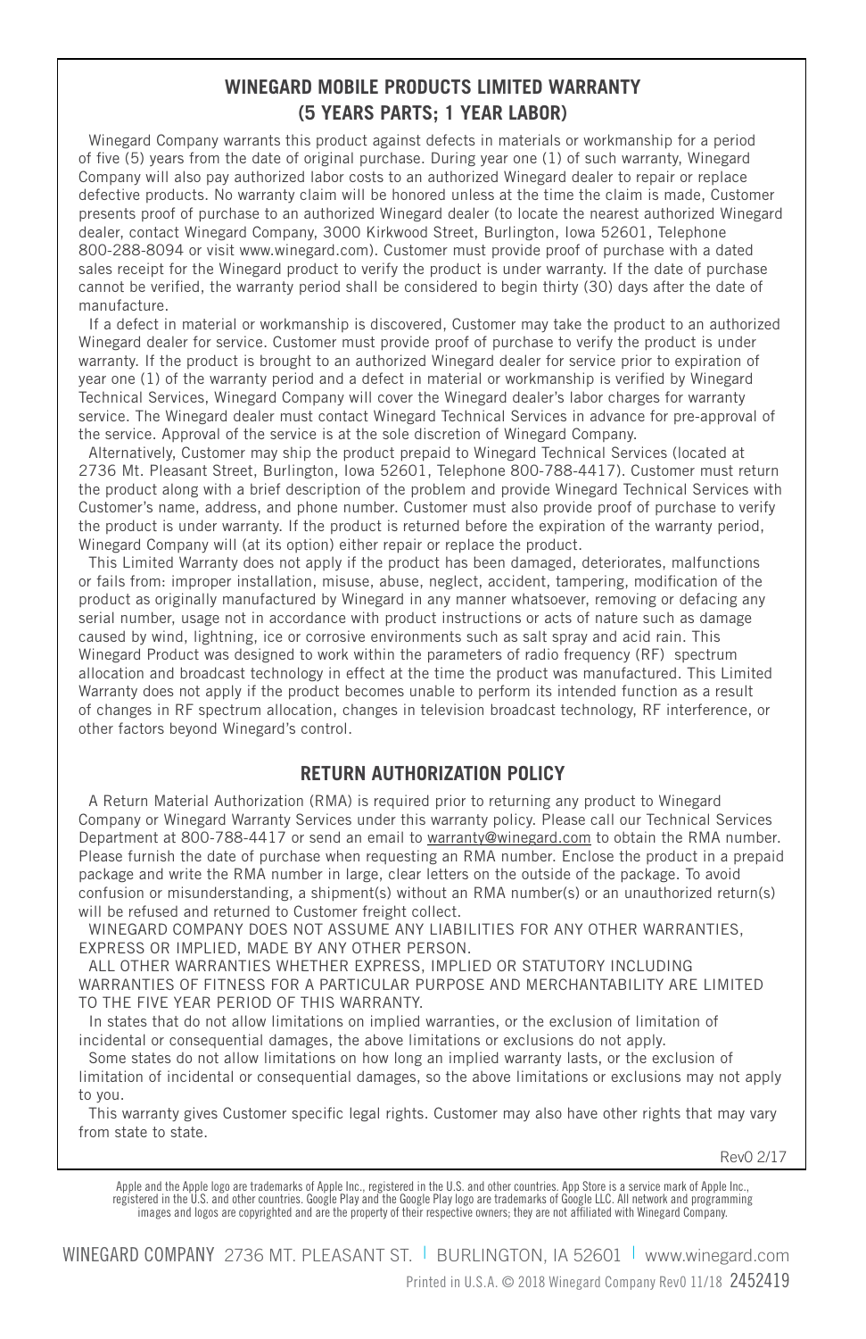## WINEGARD MOBILE PRODUCTS LIMITED WARRANTY
## (5 YEARS PARTS; 1 YEAR LABOR)

Winegard Company warrants this product against defects in materials or workmanship for a period of five (5) years from the date of original purchase. During year one (1) of such warranty, Winegard Company will also pay authorized labor costs to an authorized Winegard dealer to repair or replace defective products. No warranty claim will be honored unless at the time the claim is made, Customer presents proof of purchase to an authorized Winegard dealer (to locate the nearest authorized Winegard dealer, contact Winegard Company, 3000 Kirkwood Street, Burlington, Iowa 52601, Telephone 800-288-8094 or visit www.winegard.com). Customer must provide proof of purchase with a dated sales receipt for the Winegard product to verify the product is under warranty. If the date of purchase cannot be verified, the warranty period shall be considered to begin thirty (30) days after the date of manufacture.

If a defect in material or workmanship is discovered, Customer may take the product to an authorized Winegard dealer for service. Customer must provide proof of purchase to verify the product is under warranty. If the product is brought to an authorized Winegard dealer for service prior to expiration of year one (1) of the warranty period and a defect in material or workmanship is verified by Winegard Technical Services, Winegard Company will cover the Winegard dealer's labor charges for warranty service. The Winegard dealer must contact Winegard Technical Services in advance for pre-approval of the service. Approval of the service is at the sole discretion of Winegard Company.

Alternatively, Customer may ship the product prepaid to Winegard Technical Services (located at 2736 Mt. Pleasant Street, Burlington, Iowa 52601, Telephone 800-788-4417). Customer must return the product along with a brief description of the problem and provide Winegard Technical Services with Customer's name, address, and phone number. Customer must also provide proof of purchase to verify the product is under warranty. If the product is returned before the expiration of the warranty period, Winegard Company will (at its option) either repair or replace the product.

This Limited Warranty does not apply if the product has been damaged, deteriorates, malfunctions or fails from: improper installation, misuse, abuse, neglect, accident, tampering, modification of the product as originally manufactured by Winegard in any manner whatsoever, removing or defacing any serial number, usage not in accordance with product instructions or acts of nature such as damage caused by wind, lightning, ice or corrosive environments such as salt spray and acid rain. This Winegard Product was designed to work within the parameters of radio frequency (RF) spectrum allocation and broadcast technology in effect at the time the product was manufactured. This Limited Warranty does not apply if the product becomes unable to perform its intended function as a result of changes in RF spectrum allocation, changes in television broadcast technology, RF interference, or other factors beyond Winegard's control.

## RETURN AUTHORIZATION POLICY

A Return Material Authorization (RMA) is required prior to returning any product to Winegard Company or Winegard Warranty Services under this warranty policy. Please call our Technical Services Department at 800-788-4417 or send an email to warranty@winegard.com to obtain the RMA number. Please furnish the date of purchase when requesting an RMA number. Enclose the product in a prepaid package and write the RMA number in large, clear letters on the outside of the package. To avoid confusion or misunderstanding, a shipment(s) without an RMA number(s) or an unauthorized return(s) will be refused and returned to Customer freight collect.

WINEGARD COMPANY DOES NOT ASSUME ANY LIABILITIES FOR ANY OTHER WARRANTIES, EXPRESS OR IMPLIED, MADE BY ANY OTHER PERSON.

ALL OTHER WARRANTIES WHETHER EXPRESS, IMPLIED OR STATUTORY INCLUDING WARRANTIES OF FITNESS FOR A PARTICULAR PURPOSE AND MERCHANTABILITY ARE LIMITED TO THE FIVE YEAR PERIOD OF THIS WARRANTY.

In states that do not allow limitations on implied warranties, or the exclusion of limitation of incidental or consequential damages, the above limitations or exclusions do not apply.

Some states do not allow limitations on how long an implied warranty lasts, or the exclusion of limitation of incidental or consequential damages, so the above limitations or exclusions may not apply to you.

This warranty gives Customer specific legal rights. Customer may also have other rights that may vary from state to state.

Rev0 2/17

Apple and the Apple logo are trademarks of Apple Inc., registered in the U.S. and other countries. App Store is a service mark of Apple Inc., registered in the U.S. and other countries. Google Play and the Google Play logo are trademarks of Google LLC. All network and programming images and logos are copyrighted and are the property of their respective owners; they are not affiliated with Winegard Company.

WINEGARD COMPANY 2736 MT. PLEASANT ST. | BURLINGTON, IA 52601 | www.winegard.com

Printed in U.S.A. © 2018 Winegard Company Rev0 11/18 2452419